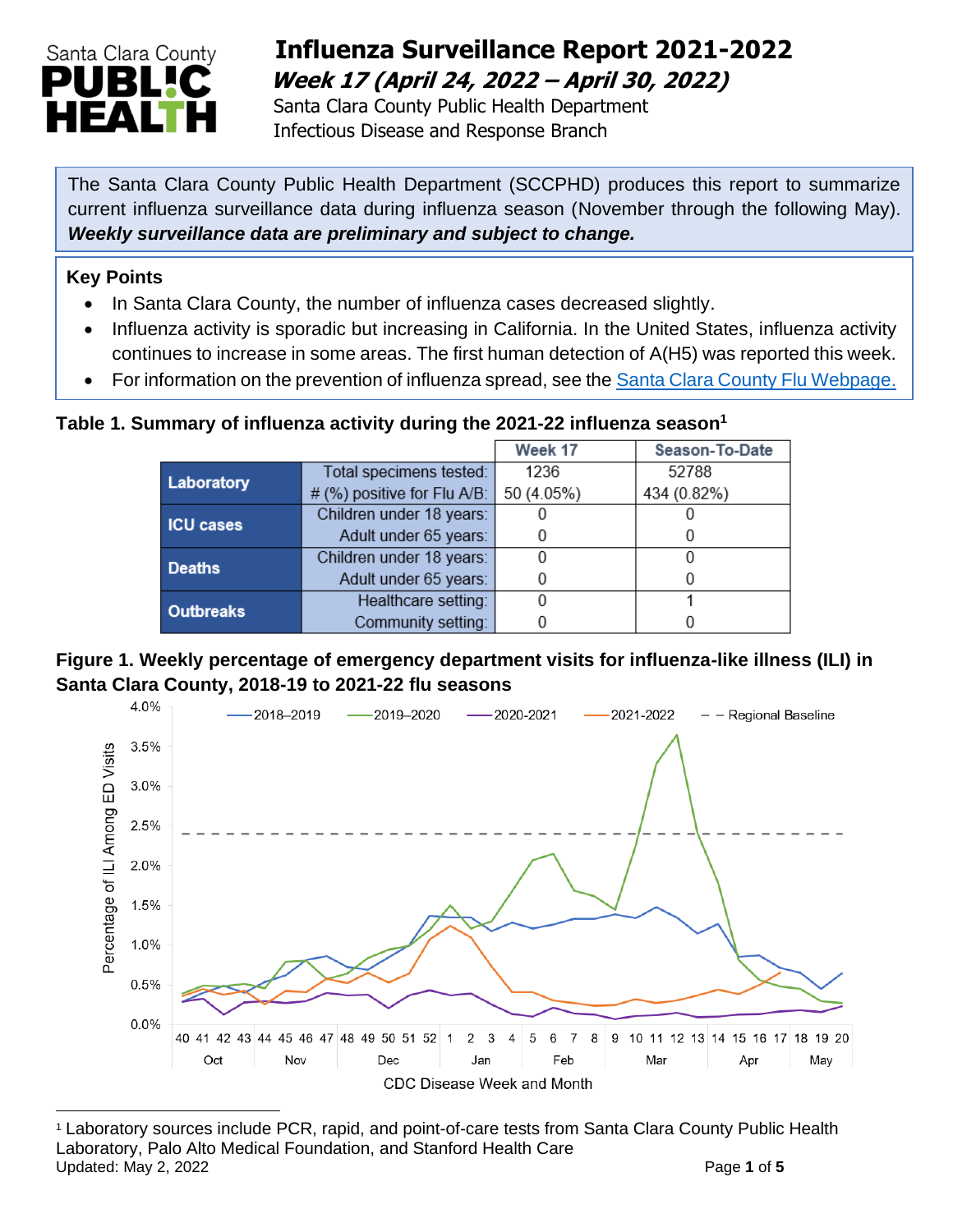# Influenza Surveillance Report 2021-2022

## *Week 17 (April 24, 2022 – April 30, 2022)*

Santa Clara County Public Health Department
Infectious Disease and Response Branch

The Santa Clara County Public Health Department (SCCPHD) produces this report to summarize current influenza surveillance data during influenza season (November through the following May). ***Weekly surveillance data are preliminary and subject to change.***

**Key Points**

- In Santa Clara County, the number of influenza cases decreased slightly.
- Influenza activity is sporadic but increasing in California. In the United States, influenza activity continues to increase in some areas. The first human detection of A(H5) was reported this week.
- For information on the prevention of influenza spread, see the Santa Clara County Flu Webpage.

**Table 1. Summary of influenza activity during the 2021-22 influenza season[1]**

| | | Week 17 | Season-To-Date |
|---|---|---|---|
| Laboratory | Total specimens tested: | 1236 | 52788 |
| | # (%) positive for Flu A/B: | 50 (4.05%) | 434 (0.82%) |
| ICU cases | Children under 18 years: | 0 | 0 |
| | Adult under 65 years: | 0 | 0 |
| Deaths | Children under 18 years: | 0 | 0 |
| | Adult under 65 years: | 0 | 0 |
| Outbreaks | Healthcare setting: | 0 | 1 |
| | Community setting: | 0 | 0 |

**Figure 1. Weekly percentage of emergency department visits for influenza-like illness (ILI) in Santa Clara County, 2018-19 to 2021-22 flu seasons**

[1] Laboratory sources include PCR, rapid, and point-of-care tests from Santa Clara County Public Health Laboratory, Palo Alto Medical Foundation, and Stanford Health Care

Updated: May 2, 2022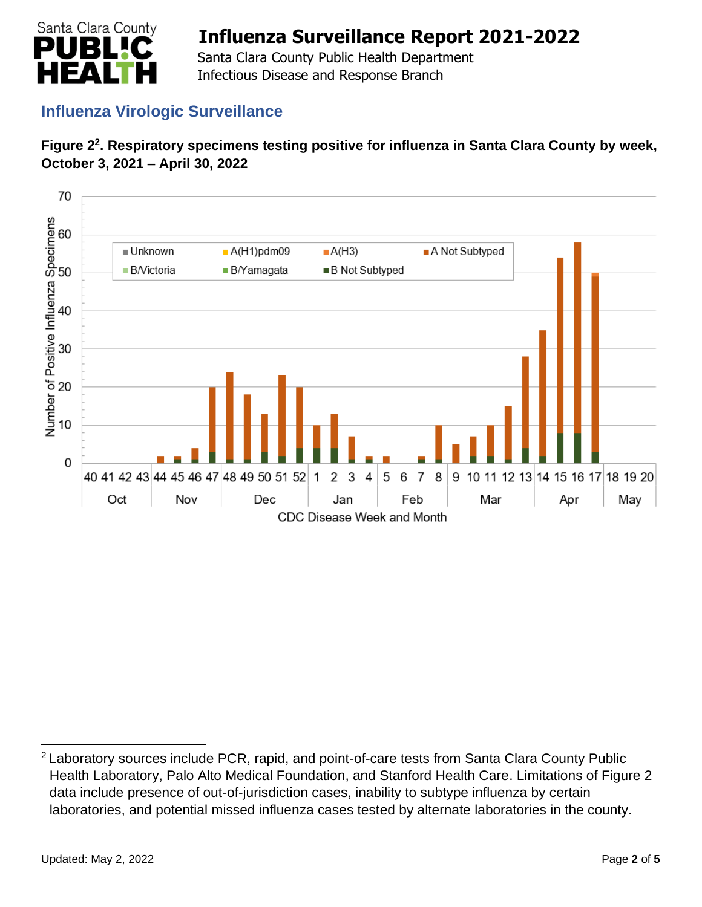## Influenza Virologic Surveillance

**Figure 2[2]. Respiratory specimens testing positive for influenza in Santa Clara County by week, October 3, 2021 – April 30, 2022**

[2] Laboratory sources include PCR, rapid, and point-of-care tests from Santa Clara County Public Health Laboratory, Palo Alto Medical Foundation, and Stanford Health Care. Limitations of Figure 2 data include presence of out-of-jurisdiction cases, inability to subtype influenza by certain laboratories, and potential missed influenza cases tested by alternate laboratories in the county.

Updated: May 2, 2022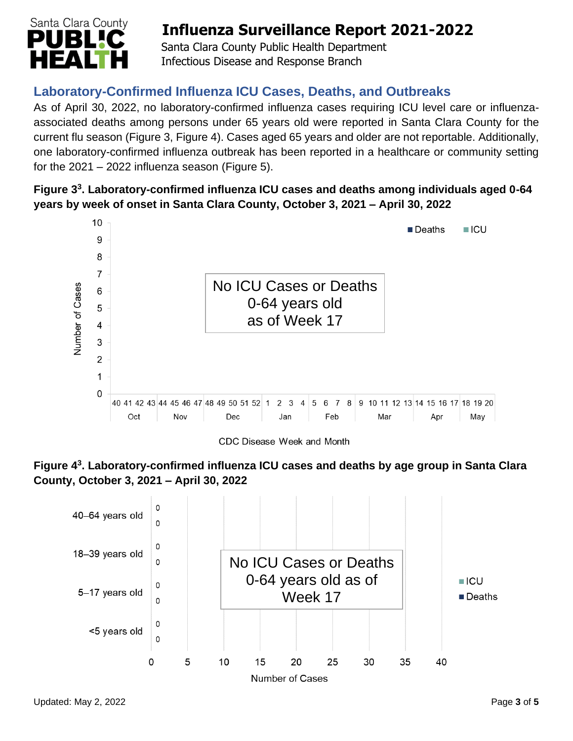## Laboratory-Confirmed Influenza ICU Cases, Deaths, and Outbreaks

As of April 30, 2022, no laboratory-confirmed influenza cases requiring ICU level care or influenza-associated deaths among persons under 65 years old were reported in Santa Clara County for the current flu season (Figure 3, Figure 4). Cases aged 65 years and older are not reportable. Additionally, one laboratory-confirmed influenza outbreak has been reported in a healthcare or community setting for the 2021 – 2022 influenza season (Figure 5).

**Figure 3[3]. Laboratory-confirmed influenza ICU cases and deaths among individuals aged 0-64 years by week of onset in Santa Clara County, October 3, 2021 – April 30, 2022**

No ICU Cases or Deaths 0-64 years old as of Week 17

**Figure 4[3]. Laboratory-confirmed influenza ICU cases and deaths by age group in Santa Clara County, October 3, 2021 – April 30, 2022**

| Age group | ICU | Deaths |
| --- | --- | --- |
| 40–64 years old | 0 | 0 |
| 18–39 years old | 0 | 0 |
| 5–17 years old | 0 | 0 |
| <5 years old | 0 | 0 |

No ICU Cases or Deaths 0-64 years old as of Week 17

Updated: May 2, 2022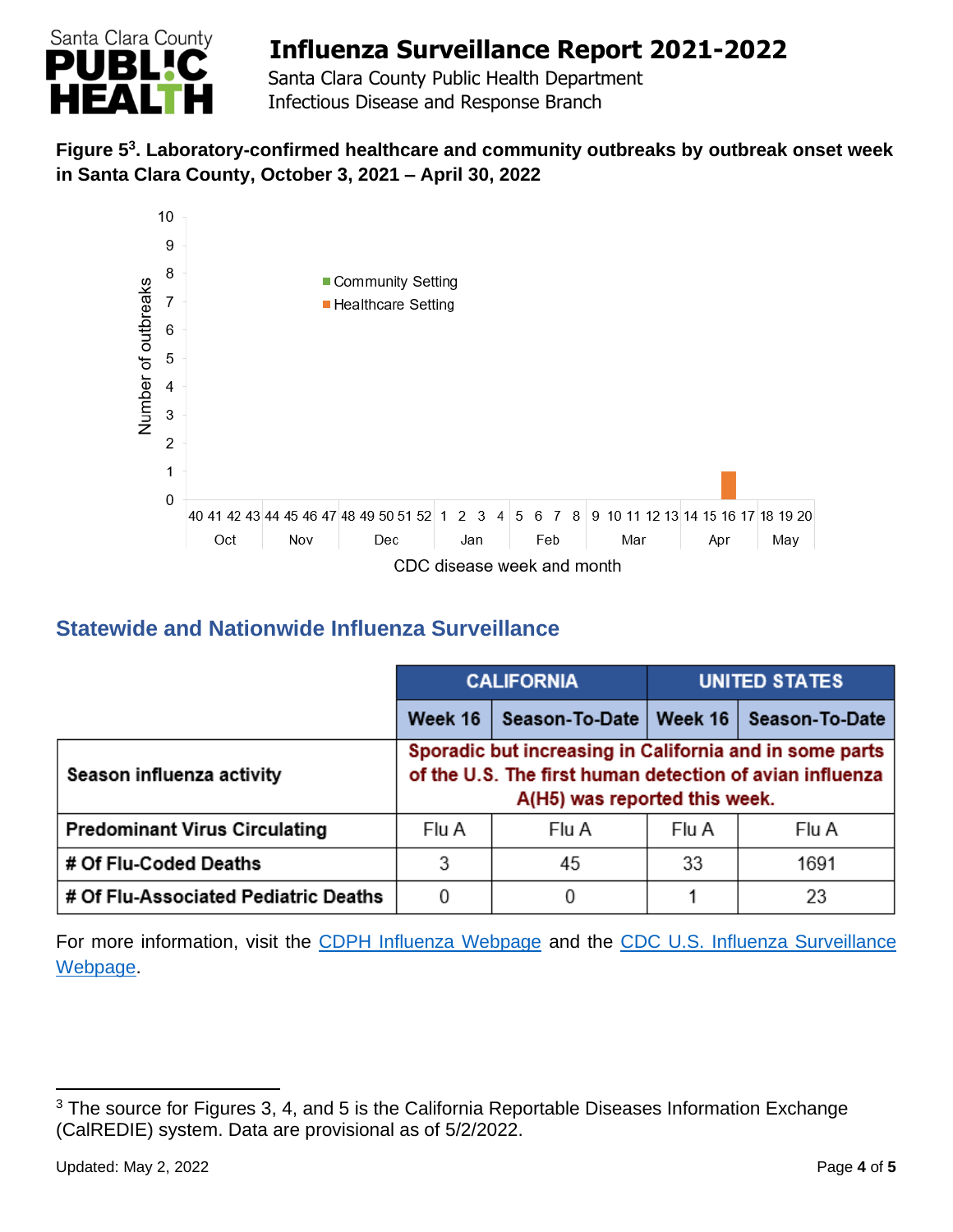**Figure 5[3]. Laboratory-confirmed healthcare and community outbreaks by outbreak onset week in Santa Clara County, October 3, 2021 – April 30, 2022**

## Statewide and Nationwide Influenza Surveillance

| | CALIFORNIA | | UNITED STATES | |
|---|---|---|---|---|
| | Week 16 | Season-To-Date | Week 16 | Season-To-Date |
| **Season influenza activity** | Sporadic but increasing in California and in some parts of the U.S. The first human detection of avian influenza A(H5) was reported this week. | | | |
| **Predominant Virus Circulating** | Flu A | Flu A | Flu A | Flu A |
| **# Of Flu-Coded Deaths** | 3 | 45 | 33 | 1691 |
| **# Of Flu-Associated Pediatric Deaths** | 0 | 0 | 1 | 23 |

For more information, visit the CDPH Influenza Webpage and the CDC U.S. Influenza Surveillance Webpage.

---

[3] The source for Figures 3, 4, and 5 is the California Reportable Diseases Information Exchange (CalREDIE) system. Data are provisional as of 5/2/2022.

Updated: May 2, 2022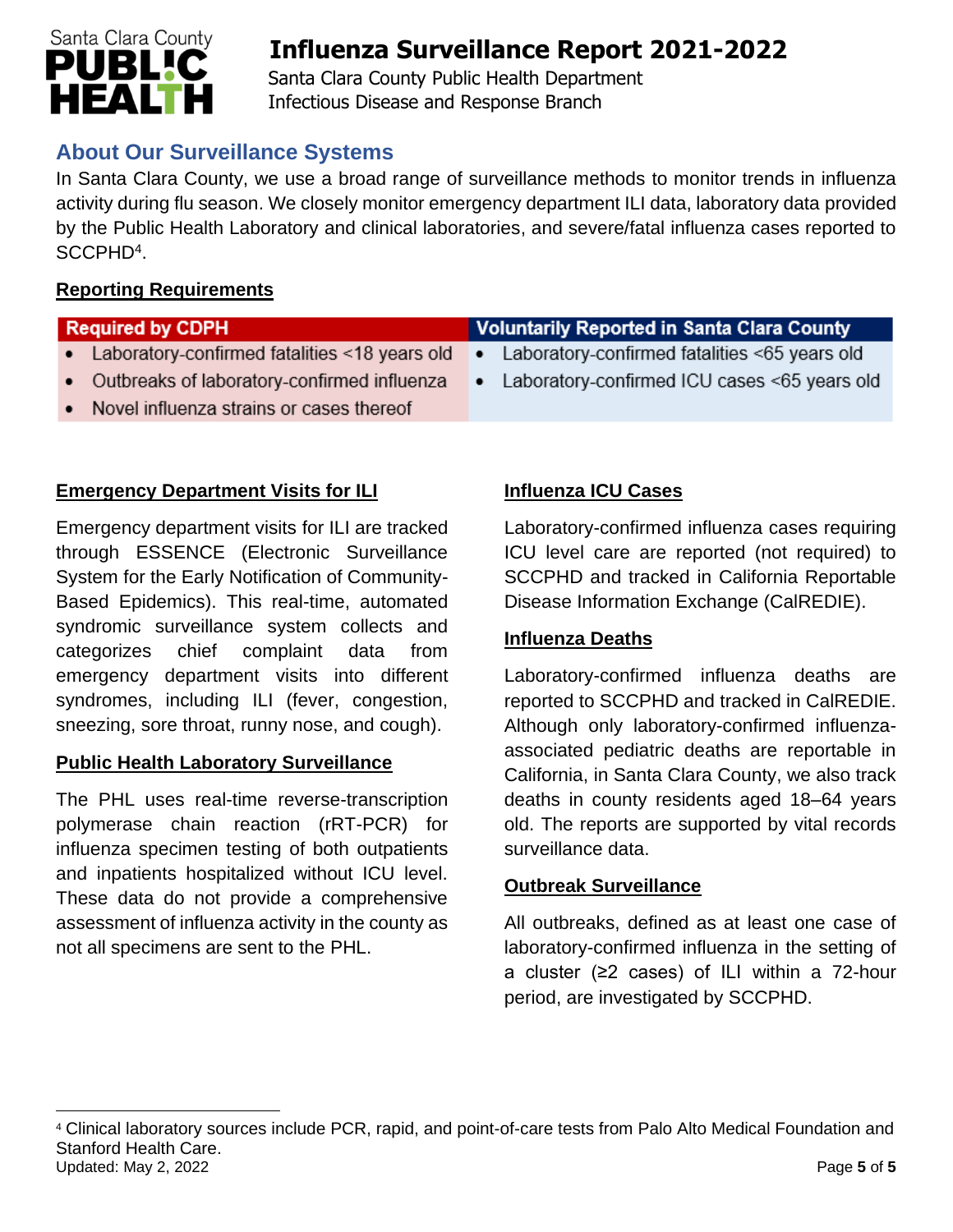# Influenza Surveillance Report 2021-2022

Santa Clara County Public Health Department
Infectious Disease and Response Branch

## About Our Surveillance Systems

In Santa Clara County, we use a broad range of surveillance methods to monitor trends in influenza activity during flu season. We closely monitor emergency department ILI data, laboratory data provided by the Public Health Laboratory and clinical laboratories, and severe/fatal influenza cases reported to SCCPHD[4].

### Reporting Requirements

| Required by CDPH | Voluntarily Reported in Santa Clara County |
|---|---|
| • Laboratory-confirmed fatalities <18 years old | • Laboratory-confirmed fatalities <65 years old |
| • Outbreaks of laboratory-confirmed influenza | • Laboratory-confirmed ICU cases <65 years old |
| • Novel influenza strains or cases thereof | |

### Emergency Department Visits for ILI

Emergency department visits for ILI are tracked through ESSENCE (Electronic Surveillance System for the Early Notification of Community-Based Epidemics). This real-time, automated syndromic surveillance system collects and categorizes chief complaint data from emergency department visits into different syndromes, including ILI (fever, congestion, sneezing, sore throat, runny nose, and cough).

### Public Health Laboratory Surveillance

The PHL uses real-time reverse-transcription polymerase chain reaction (rRT-PCR) for influenza specimen testing of both outpatients and inpatients hospitalized without ICU level. These data do not provide a comprehensive assessment of influenza activity in the county as not all specimens are sent to the PHL.

### Influenza ICU Cases

Laboratory-confirmed influenza cases requiring ICU level care are reported (not required) to SCCPHD and tracked in California Reportable Disease Information Exchange (CalREDIE).

### Influenza Deaths

Laboratory-confirmed influenza deaths are reported to SCCPHD and tracked in CalREDIE. Although only laboratory-confirmed influenza-associated pediatric deaths are reportable in California, in Santa Clara County, we also track deaths in county residents aged 18–64 years old. The reports are supported by vital records surveillance data.

### Outbreak Surveillance

All outbreaks, defined as at least one case of laboratory-confirmed influenza in the setting of a cluster (≥2 cases) of ILI within a 72-hour period, are investigated by SCCPHD.

---

[4] Clinical laboratory sources include PCR, rapid, and point-of-care tests from Palo Alto Medical Foundation and Stanford Health Care.

Updated: May 2, 2022